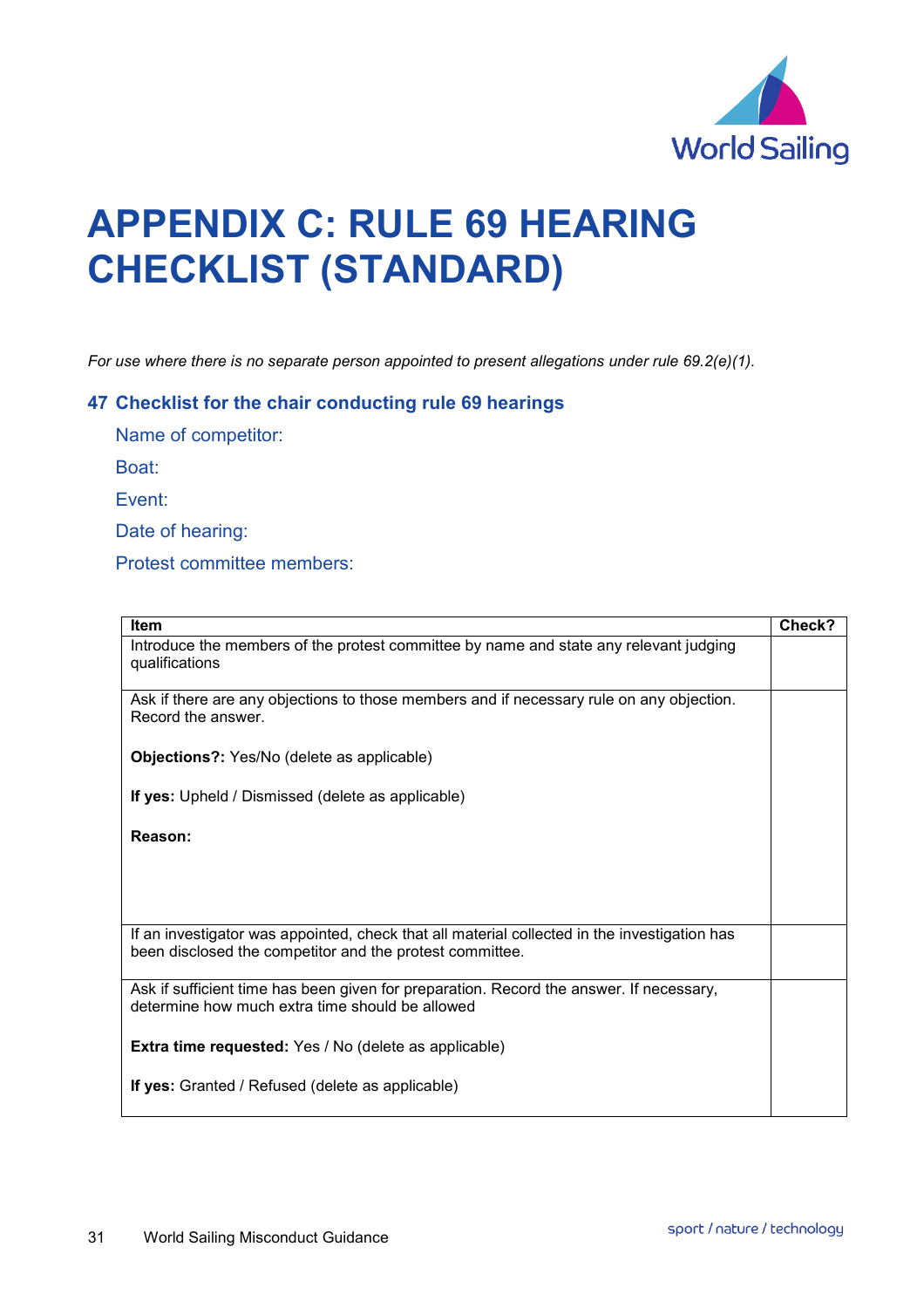# APPENDIX C: RULE 69 HEARING CHECKLIST (STANDARD)

*For use where there is no separate person appointed to present allegations under rule 69.2(e)(1).*

## 47 Checklist for the chair conducting rule 69 hearings

Name of competitor:

Boat:

Event:

Date of hearing:

Protest committee members:

| Item | Check? |
|---|---|
| Introduce the members of the protest committee by name and state any relevant judging qualifications | |
| Ask if there are any objections to those members and if necessary rule on any objection. Record the answer.<br><br>**Objections?:** Yes/No (delete as applicable)<br><br>**If yes:** Upheld / Dismissed (delete as applicable)<br><br>**Reason:** | |
| If an investigator was appointed, check that all material collected in the investigation has been disclosed the competitor and the protest committee. | |
| Ask if sufficient time has been given for preparation. Record the answer. If necessary, determine how much extra time should be allowed<br><br>**Extra time requested:** Yes / No (delete as applicable)<br><br>**If yes:** Granted / Refused (delete as applicable) | |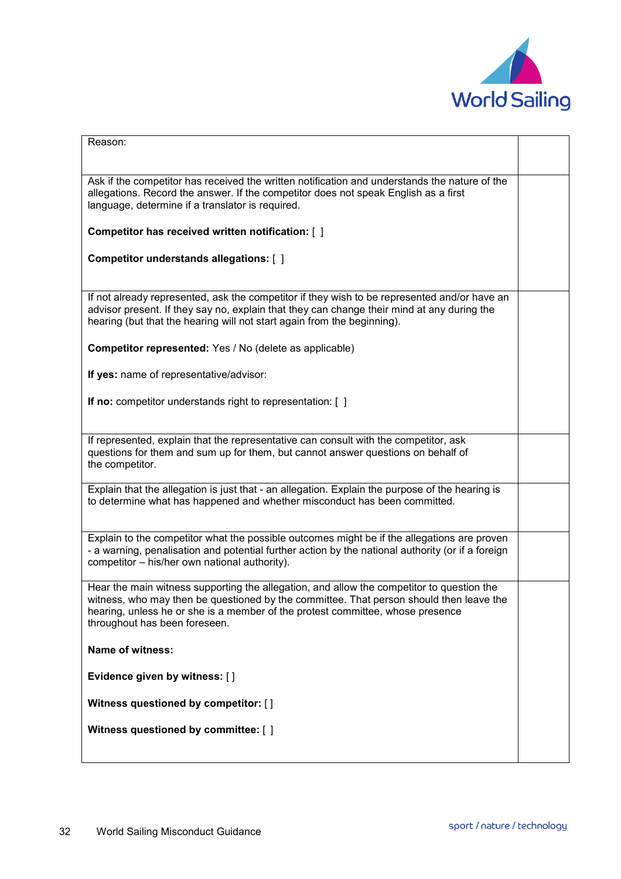| | |
|---|---|
| Reason: | |
| Ask if the competitor has received the written notification and understands the nature of the allegations. Record the answer. If the competitor does not speak English as a first language, determine if a translator is required.<br><br>**Competitor has received written notification:** [ ]<br><br>**Competitor understands allegations:** [ ] | |
| If not already represented, ask the competitor if they wish to be represented and/or have an advisor present. If they say no, explain that they can change their mind at any during the hearing (but that the hearing will not start again from the beginning).<br><br>**Competitor represented:** Yes / No (delete as applicable)<br><br>**If yes:** name of representative/advisor:<br><br>**If no:** competitor understands right to representation: [ ] | |
| If represented, explain that the representative can consult with the competitor, ask questions for them and sum up for them, but cannot answer questions on behalf of the competitor. | |
| Explain that the allegation is just that - an allegation. Explain the purpose of the hearing is to determine what has happened and whether misconduct has been committed. | |
| Explain to the competitor what the possible outcomes might be if the allegations are proven - a warning, penalisation and potential further action by the national authority (or if a foreign competitor – his/her own national authority). | |
| Hear the main witness supporting the allegation, and allow the competitor to question the witness, who may then be questioned by the committee. That person should then leave the hearing, unless he or she is a member of the protest committee, whose presence throughout has been foreseen.<br><br>**Name of witness:**<br><br>**Evidence given by witness:** [ ]<br><br>**Witness questioned by competitor:** [ ]<br><br>**Witness questioned by committee:** [ ] | |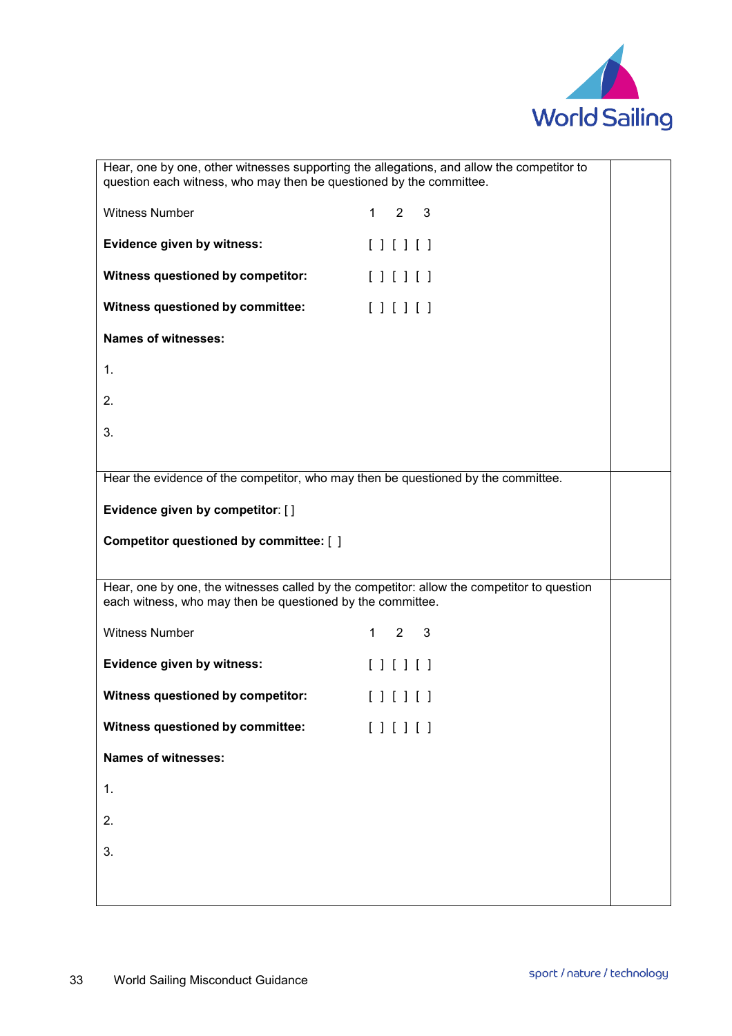| | |
|---|---|
| Hear, one by one, other witnesses supporting the allegations, and allow the competitor to question each witness, who may then be questioned by the committee.<br><br>Witness Number 1 2 3<br><br>**Evidence given by witness:** [ ] [ ] [ ]<br><br>**Witness questioned by competitor:** [ ] [ ] [ ]<br><br>**Witness questioned by committee:** [ ] [ ] [ ]<br><br>**Names of witnesses:**<br><br>1.<br><br>2.<br><br>3. | |
| Hear the evidence of the competitor, who may then be questioned by the committee.<br><br>**Evidence given by competitor**: [ ]<br><br>**Competitor questioned by committee:** [ ] | |
| Hear, one by one, the witnesses called by the competitor: allow the competitor to question each witness, who may then be questioned by the committee.<br><br>Witness Number 1 2 3<br><br>**Evidence given by witness:** [ ] [ ] [ ]<br><br>**Witness questioned by competitor:** [ ] [ ] [ ]<br><br>**Witness questioned by committee:** [ ] [ ] [ ]<br><br>**Names of witnesses:**<br><br>1.<br><br>2.<br><br>3. | |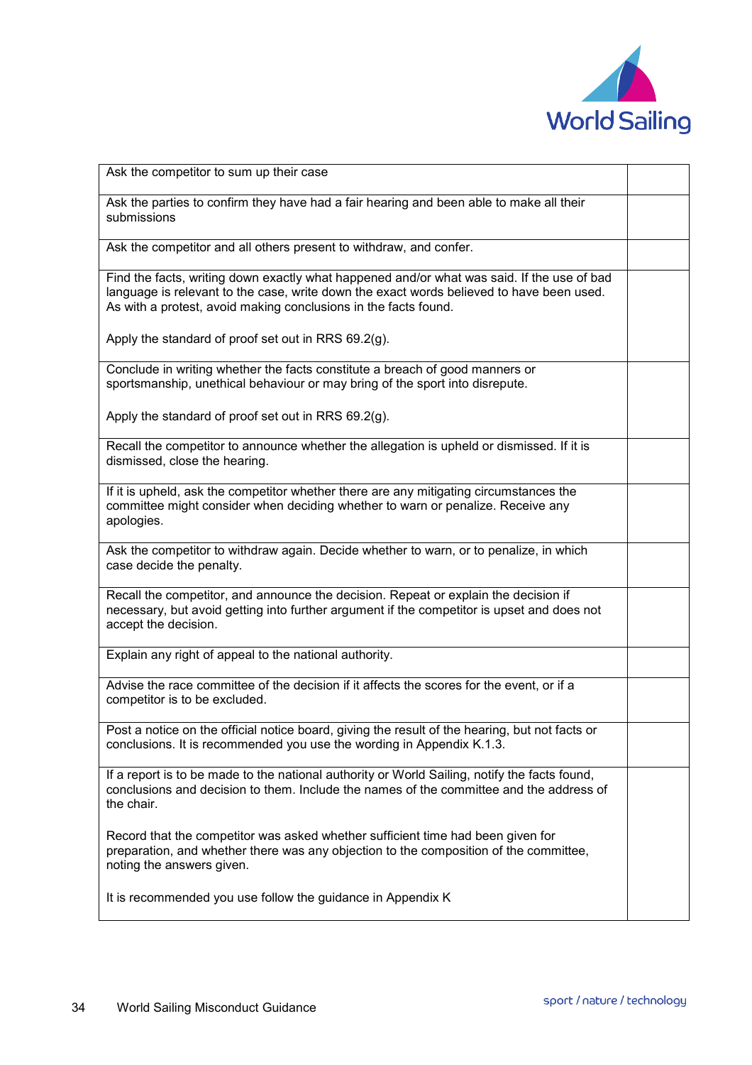| | |
|---|---|
| Ask the competitor to sum up their case | |
| Ask the parties to confirm they have had a fair hearing and been able to make all their submissions | |
| Ask the competitor and all others present to withdraw, and confer. | |
| Find the facts, writing down exactly what happened and/or what was said. If the use of bad language is relevant to the case, write down the exact words believed to have been used. As with a protest, avoid making conclusions in the facts found.<br><br>Apply the standard of proof set out in RRS 69.2(g). | |
| Conclude in writing whether the facts constitute a breach of good manners or sportsmanship, unethical behaviour or may bring of the sport into disrepute.<br><br>Apply the standard of proof set out in RRS 69.2(g). | |
| Recall the competitor to announce whether the allegation is upheld or dismissed. If it is dismissed, close the hearing. | |
| If it is upheld, ask the competitor whether there are any mitigating circumstances the committee might consider when deciding whether to warn or penalize. Receive any apologies. | |
| Ask the competitor to withdraw again. Decide whether to warn, or to penalize, in which case decide the penalty. | |
| Recall the competitor, and announce the decision. Repeat or explain the decision if necessary, but avoid getting into further argument if the competitor is upset and does not accept the decision. | |
| Explain any right of appeal to the national authority. | |
| Advise the race committee of the decision if it affects the scores for the event, or if a competitor is to be excluded. | |
| Post a notice on the official notice board, giving the result of the hearing, but not facts or conclusions. It is recommended you use the wording in Appendix K.1.3. | |
| If a report is to be made to the national authority or World Sailing, notify the facts found, conclusions and decision to them. Include the names of the committee and the address of the chair.<br><br>Record that the competitor was asked whether sufficient time had been given for preparation, and whether there was any objection to the composition of the committee, noting the answers given.<br><br>It is recommended you use follow the guidance in Appendix K | |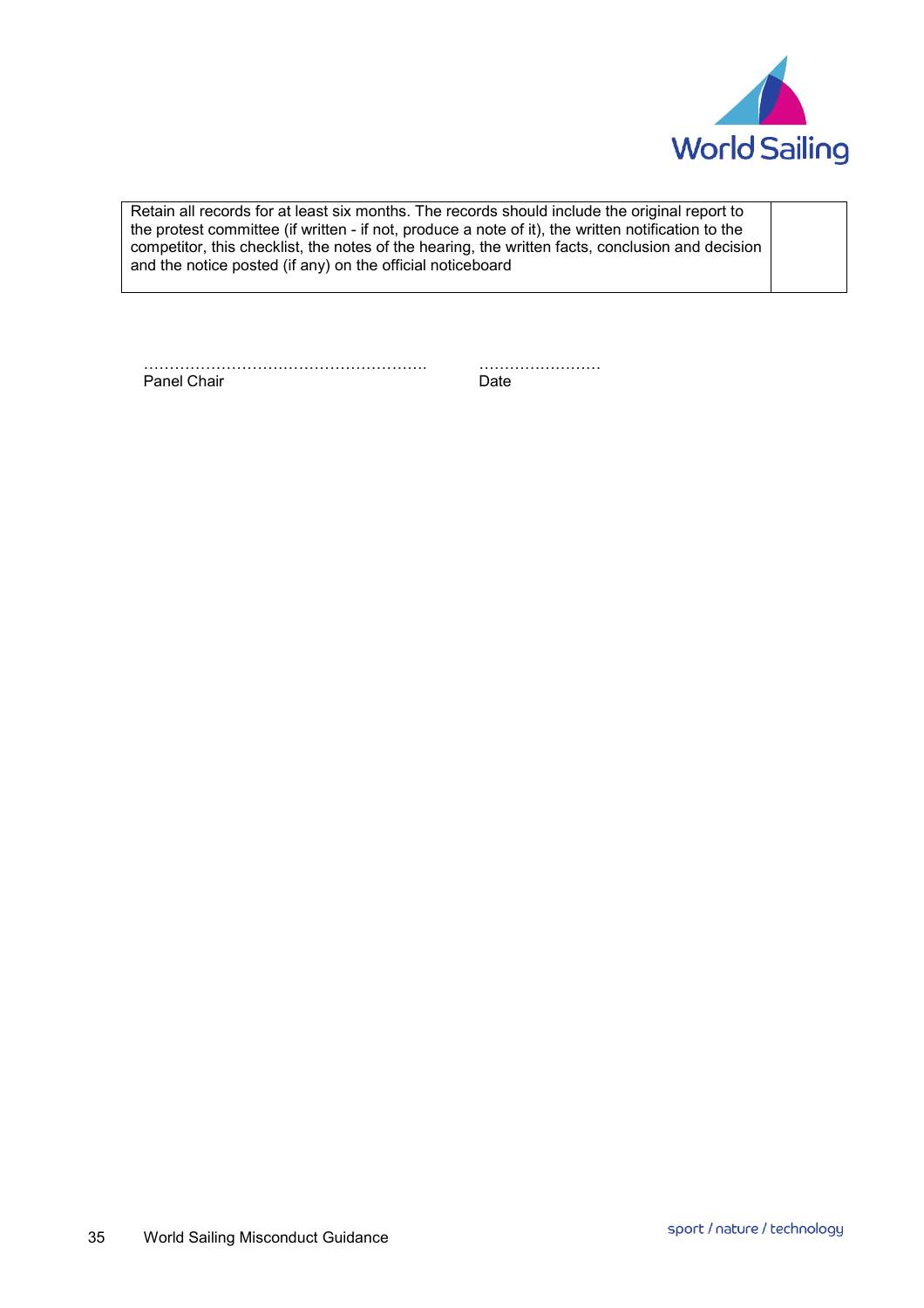| | |
|---|---|
| Retain all records for at least six months. The records should include the original report to the protest committee (if written - if not, produce a note of it), the written notification to the competitor, this checklist, the notes of the hearing, the written facts, conclusion and decision and the notice posted (if any) on the official noticeboard | |

……………………………………………… ……………………

Panel Chair Date